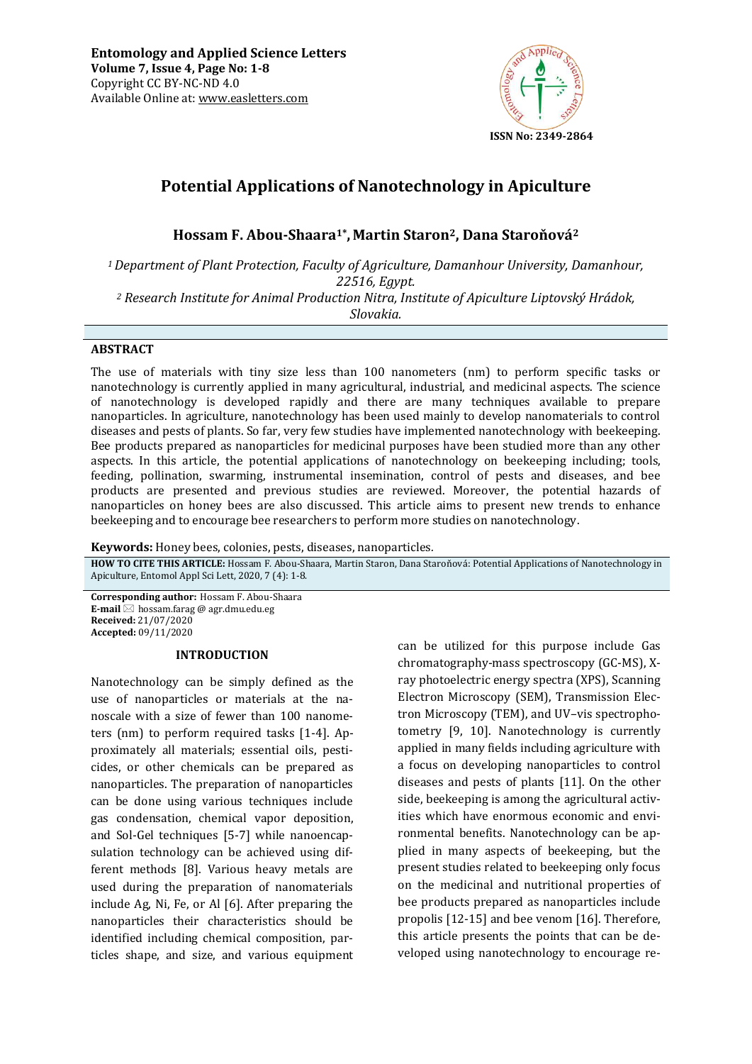Entomology and Applied Science Letters
Volume 7, Issue 4, Page No: 1-8
Copyright CC BY-NC-ND 4.0
Available Online at: www.easletters.com

ISSN No: 2349-2864

# Potential Applications of Nanotechnology in Apiculture

**Hossam F. Abou-Shaara[1*], Martin Staron[2], Dana Staroňová[2]**

*[1] Department of Plant Protection, Faculty of Agriculture, Damanhour University, Damanhour, 22516, Egypt.*
*[2] Research Institute for Animal Production Nitra, Institute of Apiculture Liptovský Hrádok, Slovakia.*

## ABSTRACT

The use of materials with tiny size less than 100 nanometers (nm) to perform specific tasks or nanotechnology is currently applied in many agricultural, industrial, and medicinal aspects. The science of nanotechnology is developed rapidly and there are many techniques available to prepare nanoparticles. In agriculture, nanotechnology has been used mainly to develop nanomaterials to control diseases and pests of plants. So far, very few studies have implemented nanotechnology with beekeeping. Bee products prepared as nanoparticles for medicinal purposes have been studied more than any other aspects. In this article, the potential applications of nanotechnology on beekeeping including; tools, feeding, pollination, swarming, instrumental insemination, control of pests and diseases, and bee products are presented and previous studies are reviewed. Moreover, the potential hazards of nanoparticles on honey bees are also discussed. This article aims to present new trends to enhance beekeeping and to encourage bee researchers to perform more studies on nanotechnology.

**Keywords:** Honey bees, colonies, pests, diseases, nanoparticles.

**HOW TO CITE THIS ARTICLE:** Hossam F. Abou-Shaara, Martin Staron, Dana Staroňová: Potential Applications of Nanotechnology in Apiculture, Entomol Appl Sci Lett, 2020, 7 (4): 1-8.

**Corresponding author:** Hossam F. Abou-Shaara
**E-mail** ✉ hossam.farag @ agr.dmu.edu.eg
**Received:** 21/07/2020
**Accepted:** 09/11/2020

## INTRODUCTION

Nanotechnology can be simply defined as the use of nanoparticles or materials at the nanoscale with a size of fewer than 100 nanometers (nm) to perform required tasks [1-4]. Approximately all materials; essential oils, pesticides, or other chemicals can be prepared as nanoparticles. The preparation of nanoparticles can be done using various techniques include gas condensation, chemical vapor deposition, and Sol-Gel techniques [5-7] while nanoencapsulation technology can be achieved using different methods [8]. Various heavy metals are used during the preparation of nanomaterials include Ag, Ni, Fe, or Al [6]. After preparing the nanoparticles their characteristics should be identified including chemical composition, particles shape, and size, and various equipment can be utilized for this purpose include Gas chromatography-mass spectroscopy (GC-MS), X-ray photoelectric energy spectra (XPS), Scanning Electron Microscopy (SEM), Transmission Electron Microscopy (TEM), and UV–vis spectrophotometry [9, 10]. Nanotechnology is currently applied in many fields including agriculture with a focus on developing nanoparticles to control diseases and pests of plants [11]. On the other side, beekeeping is among the agricultural activities which have enormous economic and environmental benefits. Nanotechnology can be applied in many aspects of beekeeping, but the present studies related to beekeeping only focus on the medicinal and nutritional properties of bee products prepared as nanoparticles include propolis [12-15] and bee venom [16]. Therefore, this article presents the points that can be developed using nanotechnology to encourage re-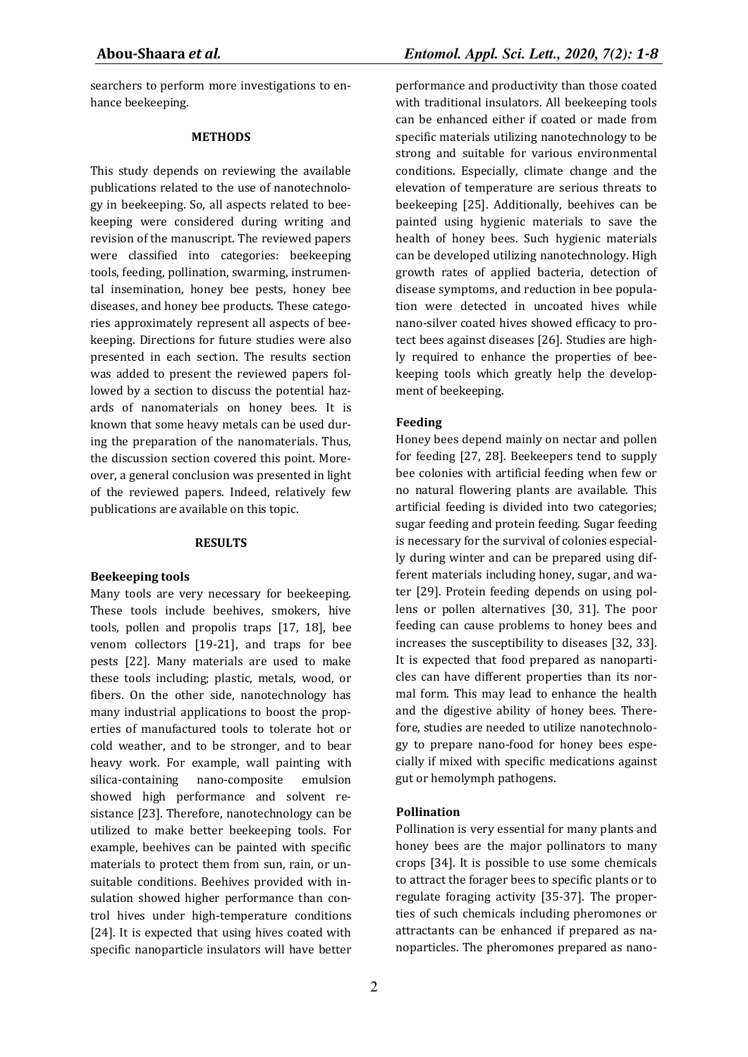searchers to perform more investigations to enhance beekeeping.

## METHODS

This study depends on reviewing the available publications related to the use of nanotechnology in beekeeping. So, all aspects related to beekeeping were considered during writing and revision of the manuscript. The reviewed papers were classified into categories: beekeeping tools, feeding, pollination, swarming, instrumental insemination, honey bee pests, honey bee diseases, and honey bee products. These categories approximately represent all aspects of beekeeping. Directions for future studies were also presented in each section. The results section was added to present the reviewed papers followed by a section to discuss the potential hazards of nanomaterials on honey bees. It is known that some heavy metals can be used during the preparation of the nanomaterials. Thus, the discussion section covered this point. Moreover, a general conclusion was presented in light of the reviewed papers. Indeed, relatively few publications are available on this topic.

## RESULTS

### Beekeeping tools

Many tools are very necessary for beekeeping. These tools include beehives, smokers, hive tools, pollen and propolis traps [17, 18], bee venom collectors [19-21], and traps for bee pests [22]. Many materials are used to make these tools including; plastic, metals, wood, or fibers. On the other side, nanotechnology has many industrial applications to boost the properties of manufactured tools to tolerate hot or cold weather, and to be stronger, and to bear heavy work. For example, wall painting with silica-containing nano-composite emulsion showed high performance and solvent resistance [23]. Therefore, nanotechnology can be utilized to make better beekeeping tools. For example, beehives can be painted with specific materials to protect them from sun, rain, or unsuitable conditions. Beehives provided with insulation showed higher performance than control hives under high-temperature conditions [24]. It is expected that using hives coated with specific nanoparticle insulators will have better performance and productivity than those coated with traditional insulators. All beekeeping tools can be enhanced either if coated or made from specific materials utilizing nanotechnology to be strong and suitable for various environmental conditions. Especially, climate change and the elevation of temperature are serious threats to beekeeping [25]. Additionally, beehives can be painted using hygienic materials to save the health of honey bees. Such hygienic materials can be developed utilizing nanotechnology. High growth rates of applied bacteria, detection of disease symptoms, and reduction in bee population were detected in uncoated hives while nano-silver coated hives showed efficacy to protect bees against diseases [26]. Studies are highly required to enhance the properties of beekeeping tools which greatly help the development of beekeeping.

### Feeding

Honey bees depend mainly on nectar and pollen for feeding [27, 28]. Beekeepers tend to supply bee colonies with artificial feeding when few or no natural flowering plants are available. This artificial feeding is divided into two categories; sugar feeding and protein feeding. Sugar feeding is necessary for the survival of colonies especially during winter and can be prepared using different materials including honey, sugar, and water [29]. Protein feeding depends on using pollens or pollen alternatives [30, 31]. The poor feeding can cause problems to honey bees and increases the susceptibility to diseases [32, 33]. It is expected that food prepared as nanoparticles can have different properties than its normal form. This may lead to enhance the health and the digestive ability of honey bees. Therefore, studies are needed to utilize nanotechnology to prepare nano-food for honey bees especially if mixed with specific medications against gut or hemolymph pathogens.

### Pollination

Pollination is very essential for many plants and honey bees are the major pollinators to many crops [34]. It is possible to use some chemicals to attract the forager bees to specific plants or to regulate foraging activity [35-37]. The properties of such chemicals including pheromones or attractants can be enhanced if prepared as nanoparticles. The pheromones prepared as nano-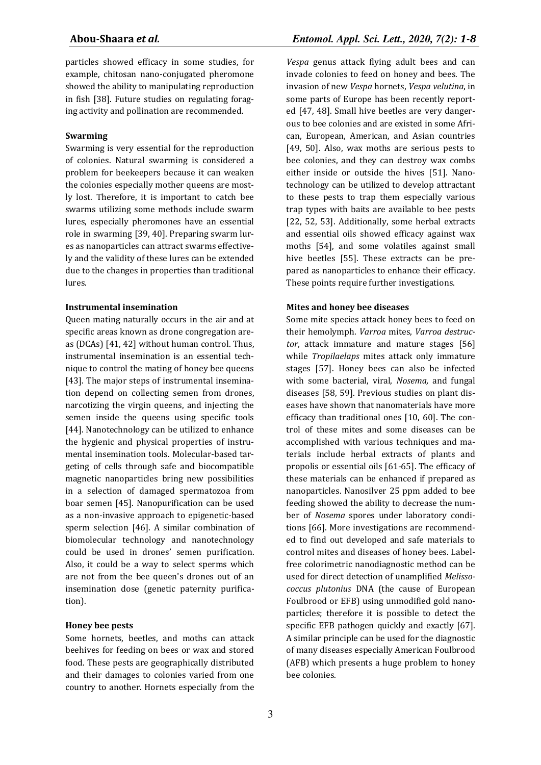particles showed efficacy in some studies, for example, chitosan nano-conjugated pheromone showed the ability to manipulating reproduction in fish [38]. Future studies on regulating foraging activity and pollination are recommended.

**Swarming**

Swarming is very essential for the reproduction of colonies. Natural swarming is considered a problem for beekeepers because it can weaken the colonies especially mother queens are mostly lost. Therefore, it is important to catch bee swarms utilizing some methods include swarm lures, especially pheromones have an essential role in swarming [39, 40]. Preparing swarm lures as nanoparticles can attract swarms effectively and the validity of these lures can be extended due to the changes in properties than traditional lures.

**Instrumental insemination**

Queen mating naturally occurs in the air and at specific areas known as drone congregation areas (DCAs) [41, 42] without human control. Thus, instrumental insemination is an essential technique to control the mating of honey bee queens [43]. The major steps of instrumental insemination depend on collecting semen from drones, narcotizing the virgin queens, and injecting the semen inside the queens using specific tools [44]. Nanotechnology can be utilized to enhance the hygienic and physical properties of instrumental insemination tools. Molecular-based targeting of cells through safe and biocompatible magnetic nanoparticles bring new possibilities in a selection of damaged spermatozoa from boar semen [45]. Nanopurification can be used as a non-invasive approach to epigenetic-based sperm selection [46]. A similar combination of biomolecular technology and nanotechnology could be used in drones' semen purification. Also, it could be a way to select sperms which are not from the bee queen's drones out of an insemination dose (genetic paternity purification).

**Honey bee pests**

Some hornets, beetles, and moths can attack beehives for feeding on bees or wax and stored food. These pests are geographically distributed and their damages to colonies varied from one country to another. Hornets especially from the *Vespa* genus attack flying adult bees and can invade colonies to feed on honey and bees. The invasion of new *Vespa* hornets, *Vespa velutina*, in some parts of Europe has been recently reported [47, 48]. Small hive beetles are very dangerous to bee colonies and are existed in some African, European, American, and Asian countries [49, 50]. Also, wax moths are serious pests to bee colonies, and they can destroy wax combs either inside or outside the hives [51]. Nanotechnology can be utilized to develop attractant to these pests to trap them especially various trap types with baits are available to bee pests [22, 52, 53]. Additionally, some herbal extracts and essential oils showed efficacy against wax moths [54], and some volatiles against small hive beetles [55]. These extracts can be prepared as nanoparticles to enhance their efficacy. These points require further investigations.

**Mites and honey bee diseases**

Some mite species attack honey bees to feed on their hemolymph. *Varroa* mites, *Varroa destructor*, attack immature and mature stages [56] while *Tropilaelaps* mites attack only immature stages [57]. Honey bees can also be infected with some bacterial, viral, *Nosema,* and fungal diseases [58, 59]. Previous studies on plant diseases have shown that nanomaterials have more efficacy than traditional ones [10, 60]. The control of these mites and some diseases can be accomplished with various techniques and materials include herbal extracts of plants and propolis or essential oils [61-65]. The efficacy of these materials can be enhanced if prepared as nanoparticles. Nanosilver 25 ppm added to bee feeding showed the ability to decrease the number of *Nosema* spores under laboratory conditions [66]. More investigations are recommended to find out developed and safe materials to control mites and diseases of honey bees. Label-free colorimetric nanodiagnostic method can be used for direct detection of unamplified *Melissococcus plutonius* DNA (the cause of European Foulbrood or EFB) using unmodified gold nanoparticles; therefore it is possible to detect the specific EFB pathogen quickly and exactly [67]. A similar principle can be used for the diagnostic of many diseases especially American Foulbrood (AFB) which presents a huge problem to honey bee colonies.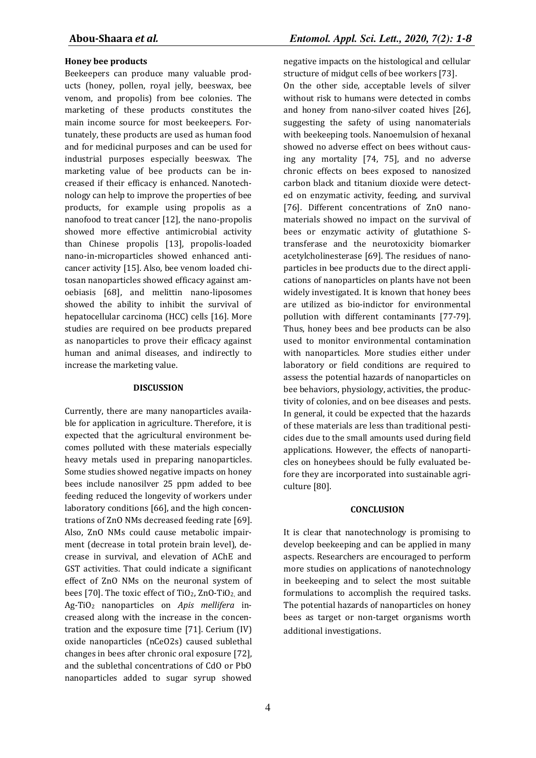### Honey bee products

Beekeepers can produce many valuable products (honey, pollen, royal jelly, beeswax, bee venom, and propolis) from bee colonies. The marketing of these products constitutes the main income source for most beekeepers. Fortunately, these products are used as human food and for medicinal purposes and can be used for industrial purposes especially beeswax. The marketing value of bee products can be increased if their efficacy is enhanced. Nanotechnology can help to improve the properties of bee products, for example using propolis as a nanofood to treat cancer [12], the nano-propolis showed more effective antimicrobial activity than Chinese propolis [13], propolis-loaded nano-in-microparticles showed enhanced anticancer activity [15]. Also, bee venom loaded chitosan nanoparticles showed efficacy against amoebiasis [68], and melittin nano-liposomes showed the ability to inhibit the survival of hepatocellular carcinoma (HCC) cells [16]. More studies are required on bee products prepared as nanoparticles to prove their efficacy against human and animal diseases, and indirectly to increase the marketing value.

## DISCUSSION

Currently, there are many nanoparticles available for application in agriculture. Therefore, it is expected that the agricultural environment becomes polluted with these materials especially heavy metals used in preparing nanoparticles. Some studies showed negative impacts on honey bees include nanosilver 25 ppm added to bee feeding reduced the longevity of workers under laboratory conditions [66], and the high concentrations of ZnO NMs decreased feeding rate [69]. Also, ZnO NMs could cause metabolic impairment (decrease in total protein brain level), decrease in survival, and elevation of AChE and GST activities. That could indicate a significant effect of ZnO NMs on the neuronal system of bees [70]. The toxic effect of $TiO_2$, ZnO-$TiO_2$, and Ag-$TiO_2$ nanoparticles on *Apis mellifera* increased along with the increase in the concentration and the exposure time [71]. Cerium (IV) oxide nanoparticles (nCeO2s) caused sublethal changes in bees after chronic oral exposure [72], and the sublethal concentrations of CdO or PbO nanoparticles added to sugar syrup showed negative impacts on the histological and cellular structure of midgut cells of bee workers [73].

On the other side, acceptable levels of silver without risk to humans were detected in combs and honey from nano-silver coated hives [26], suggesting the safety of using nanomaterials with beekeeping tools. Nanoemulsion of hexanal showed no adverse effect on bees without causing any mortality [74, 75], and no adverse chronic effects on bees exposed to nanosized carbon black and titanium dioxide were detected on enzymatic activity, feeding, and survival [76]. Different concentrations of ZnO nanomaterials showed no impact on the survival of bees or enzymatic activity of glutathione S-transferase and the neurotoxicity biomarker acetylcholinesterase [69]. The residues of nanoparticles in bee products due to the direct applications of nanoparticles on plants have not been widely investigated. It is known that honey bees are utilized as bio-indictor for environmental pollution with different contaminants [77-79]. Thus, honey bees and bee products can be also used to monitor environmental contamination with nanoparticles. More studies either under laboratory or field conditions are required to assess the potential hazards of nanoparticles on bee behaviors, physiology, activities, the productivity of colonies, and on bee diseases and pests. In general, it could be expected that the hazards of these materials are less than traditional pesticides due to the small amounts used during field applications. However, the effects of nanoparticles on honeybees should be fully evaluated before they are incorporated into sustainable agriculture [80].

## CONCLUSION

It is clear that nanotechnology is promising to develop beekeeping and can be applied in many aspects. Researchers are encouraged to perform more studies on applications of nanotechnology in beekeeping and to select the most suitable formulations to accomplish the required tasks. The potential hazards of nanoparticles on honey bees as target or non-target organisms worth additional investigations.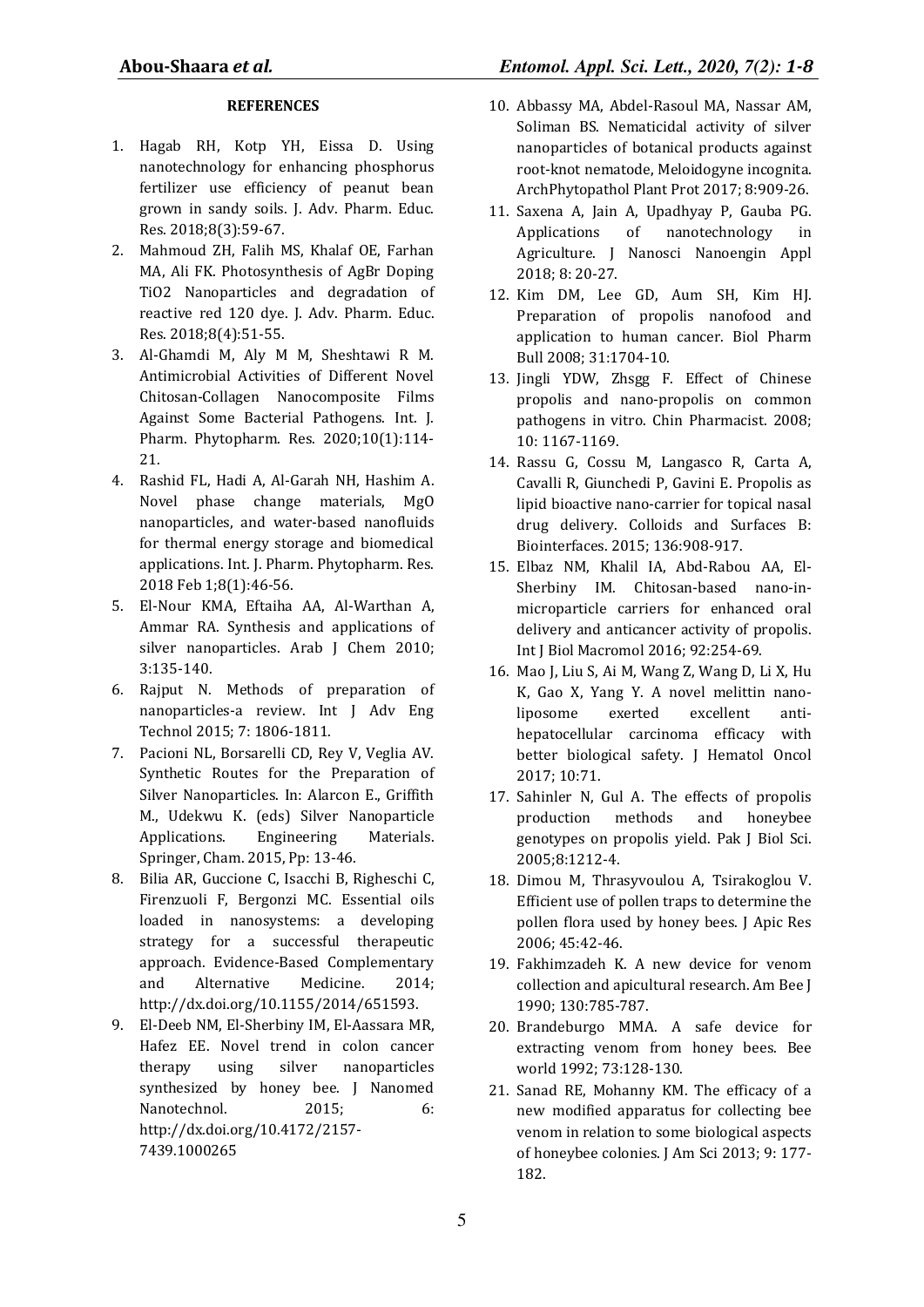## REFERENCES

1. Hagab RH, Kotp YH, Eissa D. Using nanotechnology for enhancing phosphorus fertilizer use efficiency of peanut bean grown in sandy soils. J. Adv. Pharm. Educ. Res. 2018;8(3):59-67.
2. Mahmoud ZH, Falih MS, Khalaf OE, Farhan MA, Ali FK. Photosynthesis of AgBr Doping TiO2 Nanoparticles and degradation of reactive red 120 dye. J. Adv. Pharm. Educ. Res. 2018;8(4):51-55.
3. Al-Ghamdi M, Aly M M, Sheshtawi R M. Antimicrobial Activities of Different Novel Chitosan-Collagen Nanocomposite Films Against Some Bacterial Pathogens. Int. J. Pharm. Phytopharm. Res. 2020;10(1):114-21.
4. Rashid FL, Hadi A, Al-Garah NH, Hashim A. Novel phase change materials, MgO nanoparticles, and water-based nanofluids for thermal energy storage and biomedical applications. Int. J. Pharm. Phytopharm. Res. 2018 Feb 1;8(1):46-56.
5. El-Nour KMA, Eftaiha AA, Al-Warthan A, Ammar RA. Synthesis and applications of silver nanoparticles. Arab J Chem 2010; 3:135-140.
6. Rajput N. Methods of preparation of nanoparticles-a review. Int J Adv Eng Technol 2015; 7: 1806-1811.
7. Pacioni NL, Borsarelli CD, Rey V, Veglia AV. Synthetic Routes for the Preparation of Silver Nanoparticles. In: Alarcon E., Griffith M., Udekwu K. (eds) Silver Nanoparticle Applications. Engineering Materials. Springer, Cham. 2015, Pp: 13-46.
8. Bilia AR, Guccione C, Isacchi B, Righeschi C, Firenzuoli F, Bergonzi MC. Essential oils loaded in nanosystems: a developing strategy for a successful therapeutic approach. Evidence-Based Complementary and Alternative Medicine. 2014; http://dx.doi.org/10.1155/2014/651593.
9. El-Deeb NM, El-Sherbiny IM, El-Aassara MR, Hafez EE. Novel trend in colon cancer therapy using silver nanoparticles synthesized by honey bee. J Nanomed Nanotechnol. 2015; 6: http://dx.doi.org/10.4172/2157-7439.1000265
10. Abbassy MA, Abdel-Rasoul MA, Nassar AM, Soliman BS. Nematicidal activity of silver nanoparticles of botanical products against root-knot nematode, Meloidogyne incognita. ArchPhytopathol Plant Prot 2017; 8:909-26.
11. Saxena A, Jain A, Upadhyay P, Gauba PG. Applications of nanotechnology in Agriculture. J Nanosci Nanoengin Appl 2018; 8: 20-27.
12. Kim DM, Lee GD, Aum SH, Kim HJ. Preparation of propolis nanofood and application to human cancer. Biol Pharm Bull 2008; 31:1704-10.
13. Jingli YDW, Zhsgg F. Effect of Chinese propolis and nano-propolis on common pathogens in vitro. Chin Pharmacist. 2008; 10: 1167-1169.
14. Rassu G, Cossu M, Langasco R, Carta A, Cavalli R, Giunchedi P, Gavini E. Propolis as lipid bioactive nano-carrier for topical nasal drug delivery. Colloids and Surfaces B: Biointerfaces. 2015; 136:908-917.
15. Elbaz NM, Khalil IA, Abd-Rabou AA, El-Sherbiny IM. Chitosan-based nano-in-microparticle carriers for enhanced oral delivery and anticancer activity of propolis. Int J Biol Macromol 2016; 92:254-69.
16. Mao J, Liu S, Ai M, Wang Z, Wang D, Li X, Hu K, Gao X, Yang Y. A novel melittin nano-liposome exerted excellent anti-hepatocellular carcinoma efficacy with better biological safety. J Hematol Oncol 2017; 10:71.
17. Sahinler N, Gul A. The effects of propolis production methods and honeybee genotypes on propolis yield. Pak J Biol Sci. 2005;8:1212-4.
18. Dimou M, Thrasyvoulou A, Tsirakoglou V. Efficient use of pollen traps to determine the pollen flora used by honey bees. J Apic Res 2006; 45:42-46.
19. Fakhimzadeh K. A new device for venom collection and apicultural research. Am Bee J 1990; 130:785-787.
20. Brandeburgo MMA. A safe device for extracting venom from honey bees. Bee world 1992; 73:128-130.
21. Sanad RE, Mohanny KM. The efficacy of a new modified apparatus for collecting bee venom in relation to some biological aspects of honeybee colonies. J Am Sci 2013; 9: 177-182.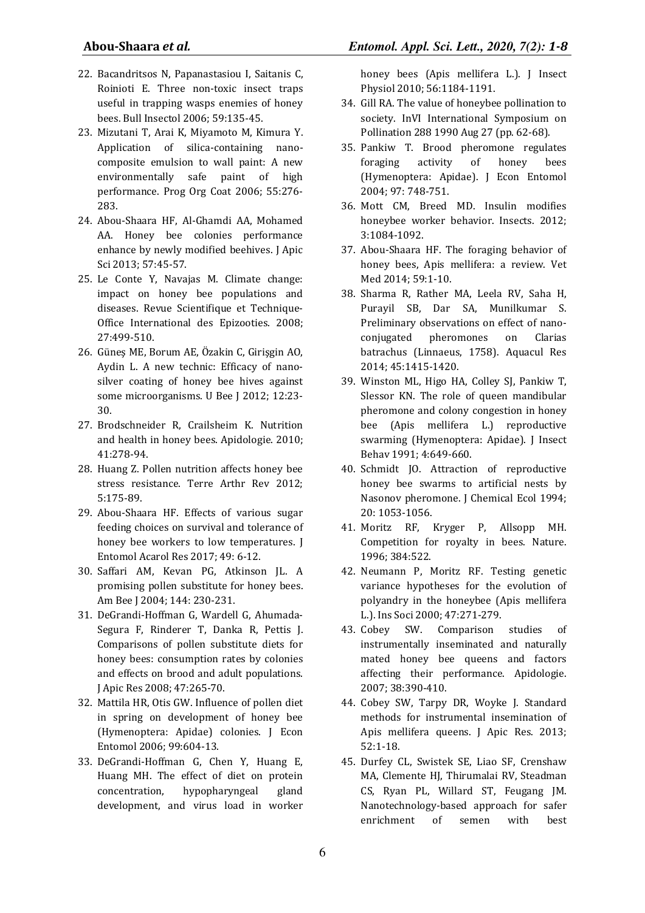22. Bacandritsos N, Papanastasiou I, Saitanis C, Roinioti E. Three non-toxic insect traps useful in trapping wasps enemies of honey bees. Bull Insectol 2006; 59:135-45.
23. Mizutani T, Arai K, Miyamoto M, Kimura Y. Application of silica-containing nano-composite emulsion to wall paint: A new environmentally safe paint of high performance. Prog Org Coat 2006; 55:276-283.
24. Abou-Shaara HF, Al-Ghamdi AA, Mohamed AA. Honey bee colonies performance enhance by newly modified beehives. J Apic Sci 2013; 57:45-57.
25. Le Conte Y, Navajas M. Climate change: impact on honey bee populations and diseases. Revue Scientifique et Technique-Office International des Epizooties. 2008; 27:499-510.
26. Güneş ME, Borum AE, Özakin C, Girişgin AO, Aydin L. A new technic: Efficacy of nano-silver coating of honey bee hives against some microorganisms. U Bee J 2012; 12:23-30.
27. Brodschneider R, Crailsheim K. Nutrition and health in honey bees. Apidologie. 2010; 41:278-94.
28. Huang Z. Pollen nutrition affects honey bee stress resistance. Terre Arthr Rev 2012; 5:175-89.
29. Abou-Shaara HF. Effects of various sugar feeding choices on survival and tolerance of honey bee workers to low temperatures. J Entomol Acarol Res 2017; 49: 6-12.
30. Saffari AM, Kevan PG, Atkinson JL. A promising pollen substitute for honey bees. Am Bee J 2004; 144: 230-231.
31. DeGrandi-Hoffman G, Wardell G, Ahumada-Segura F, Rinderer T, Danka R, Pettis J. Comparisons of pollen substitute diets for honey bees: consumption rates by colonies and effects on brood and adult populations. J Apic Res 2008; 47:265-70.
32. Mattila HR, Otis GW. Influence of pollen diet in spring on development of honey bee (Hymenoptera: Apidae) colonies. J Econ Entomol 2006; 99:604-13.
33. DeGrandi-Hoffman G, Chen Y, Huang E, Huang MH. The effect of diet on protein concentration, hypopharyngeal gland development, and virus load in worker honey bees (Apis mellifera L.). J Insect Physiol 2010; 56:1184-1191.
34. Gill RA. The value of honeybee pollination to society. InVI International Symposium on Pollination 288 1990 Aug 27 (pp. 62-68).
35. Pankiw T. Brood pheromone regulates foraging activity of honey bees (Hymenoptera: Apidae). J Econ Entomol 2004; 97: 748-751.
36. Mott CM, Breed MD. Insulin modifies honeybee worker behavior. Insects. 2012; 3:1084-1092.
37. Abou-Shaara HF. The foraging behavior of honey bees, Apis mellifera: a review. Vet Med 2014; 59:1-10.
38. Sharma R, Rather MA, Leela RV, Saha H, Purayil SB, Dar SA, Munilkumar S. Preliminary observations on effect of nano-conjugated pheromones on Clarias batrachus (Linnaeus, 1758). Aquacul Res 2014; 45:1415-1420.
39. Winston ML, Higo HA, Colley SJ, Pankiw T, Slessor KN. The role of queen mandibular pheromone and colony congestion in honey bee (Apis mellifera L.) reproductive swarming (Hymenoptera: Apidae). J Insect Behav 1991; 4:649-660.
40. Schmidt JO. Attraction of reproductive honey bee swarms to artificial nests by Nasonov pheromone. J Chemical Ecol 1994; 20: 1053-1056.
41. Moritz RF, Kryger P, Allsopp MH. Competition for royalty in bees. Nature. 1996; 384:522.
42. Neumann P, Moritz RF. Testing genetic variance hypotheses for the evolution of polyandry in the honeybee (Apis mellifera L.). Ins Soci 2000; 47:271-279.
43. Cobey SW. Comparison studies of instrumentally inseminated and naturally mated honey bee queens and factors affecting their performance. Apidologie. 2007; 38:390-410.
44. Cobey SW, Tarpy DR, Woyke J. Standard methods for instrumental insemination of Apis mellifera queens. J Apic Res. 2013; 52:1-18.
45. Durfey CL, Swistek SE, Liao SF, Crenshaw MA, Clemente HJ, Thirumalai RV, Steadman CS, Ryan PL, Willard ST, Feugang JM. Nanotechnology-based approach for safer enrichment of semen with best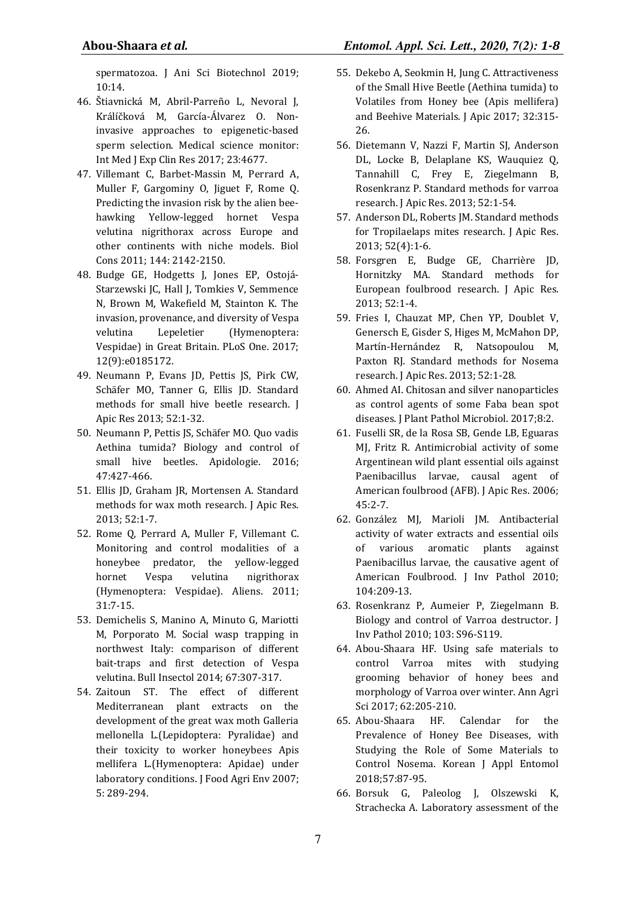spermatozoa. J Ani Sci Biotechnol 2019; 10:14.

46. Štiavnická M, Abril-Parreño L, Nevoral J, Králíčková M, García-Álvarez O. Non-invasive approaches to epigenetic-based sperm selection. Medical science monitor: Int Med J Exp Clin Res 2017; 23:4677.
47. Villemant C, Barbet-Massin M, Perrard A, Muller F, Gargominy O, Jiguet F, Rome Q. Predicting the invasion risk by the alien bee-hawking Yellow-legged hornet Vespa velutina nigrithorax across Europe and other continents with niche models. Biol Cons 2011; 144: 2142-2150.
48. Budge GE, Hodgetts J, Jones EP, Ostojá-Starzewski JC, Hall J, Tomkies V, Semmence N, Brown M, Wakefield M, Stainton K. The invasion, provenance, and diversity of Vespa velutina Lepeletier (Hymenoptera: Vespidae) in Great Britain. PLoS One. 2017; 12(9):e0185172.
49. Neumann P, Evans JD, Pettis JS, Pirk CW, Schäfer MO, Tanner G, Ellis JD. Standard methods for small hive beetle research. J Apic Res 2013; 52:1-32.
50. Neumann P, Pettis JS, Schäfer MO. Quo vadis Aethina tumida? Biology and control of small hive beetles. Apidologie. 2016; 47:427-466.
51. Ellis JD, Graham JR, Mortensen A. Standard methods for wax moth research. J Apic Res. 2013; 52:1-7.
52. Rome Q, Perrard A, Muller F, Villemant C. Monitoring and control modalities of a honeybee predator, the yellow-legged hornet Vespa velutina nigrithorax (Hymenoptera: Vespidae). Aliens. 2011; 31:7-15.
53. Demichelis S, Manino A, Minuto G, Mariotti M, Porporato M. Social wasp trapping in northwest Italy: comparison of different bait-traps and first detection of Vespa velutina. Bull Insectol 2014; 67:307-317.
54. Zaitoun ST. The effect of different Mediterranean plant extracts on the development of the great wax moth Galleria mellonella L.(Lepidoptera: Pyralidae) and their toxicity to worker honeybees Apis mellifera L.(Hymenoptera: Apidae) under laboratory conditions. J Food Agri Env 2007; 5: 289-294.
55. Dekebo A, Seokmin H, Jung C. Attractiveness of the Small Hive Beetle (Aethina tumida) to Volatiles from Honey bee (Apis mellifera) and Beehive Materials. J Apic 2017; 32:315-26.
56. Dietemann V, Nazzi F, Martin SJ, Anderson DL, Locke B, Delaplane KS, Wauquiez Q, Tannahill C, Frey E, Ziegelmann B, Rosenkranz P. Standard methods for varroa research. J Apic Res. 2013; 52:1-54.
57. Anderson DL, Roberts JM. Standard methods for Tropilaelaps mites research. J Apic Res. 2013; 52(4):1-6.
58. Forsgren E, Budge GE, Charrière JD, Hornitzky MA. Standard methods for European foulbrood research. J Apic Res. 2013; 52:1-4.
59. Fries I, Chauzat MP, Chen YP, Doublet V, Genersch E, Gisder S, Higes M, McMahon DP, Martín-Hernández R, Natsopoulou M, Paxton RJ. Standard methods for Nosema research. J Apic Res. 2013; 52:1-28.
60. Ahmed AI. Chitosan and silver nanoparticles as control agents of some Faba bean spot diseases. J Plant Pathol Microbiol. 2017;8:2.
61. Fuselli SR, de la Rosa SB, Gende LB, Eguaras MJ, Fritz R. Antimicrobial activity of some Argentinean wild plant essential oils against Paenibacillus larvae, causal agent of American foulbrood (AFB). J Apic Res. 2006; 45:2-7.
62. González MJ, Marioli JM. Antibacterial activity of water extracts and essential oils of various aromatic plants against Paenibacillus larvae, the causative agent of American Foulbrood. J Inv Pathol 2010; 104:209-13.
63. Rosenkranz P, Aumeier P, Ziegelmann B. Biology and control of Varroa destructor. J Inv Pathol 2010; 103: S96-S119.
64. Abou-Shaara HF. Using safe materials to control Varroa mites with studying grooming behavior of honey bees and morphology of Varroa over winter. Ann Agri Sci 2017; 62:205-210.
65. Abou-Shaara HF. Calendar for the Prevalence of Honey Bee Diseases, with Studying the Role of Some Materials to Control Nosema. Korean J Appl Entomol 2018;57:87-95.
66. Borsuk G, Paleolog J, Olszewski K, Strachecka A. Laboratory assessment of the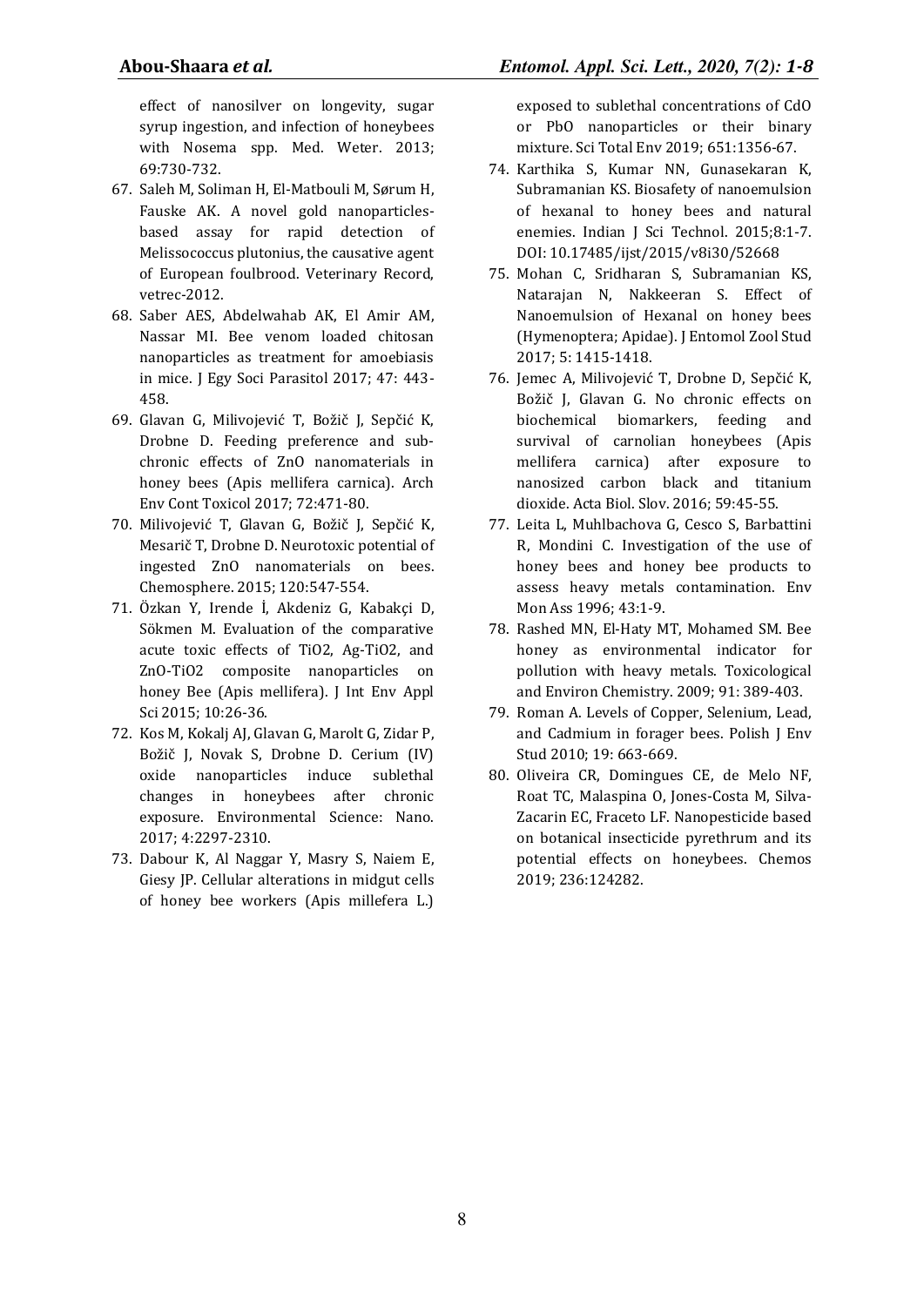effect of nanosilver on longevity, sugar syrup ingestion, and infection of honeybees with Nosema spp. Med. Weter. 2013; 69:730-732.

67. Saleh M, Soliman H, El-Matbouli M, Sørum H, Fauske AK. A novel gold nanoparticles-based assay for rapid detection of Melissococcus plutonius, the causative agent of European foulbrood. Veterinary Record, vetrec-2012.
68. Saber AES, Abdelwahab AK, El Amir AM, Nassar MI. Bee venom loaded chitosan nanoparticles as treatment for amoebiasis in mice. J Egy Soci Parasitol 2017; 47: 443-458.
69. Glavan G, Milivojević T, Božič J, Sepčić K, Drobne D. Feeding preference and sub-chronic effects of ZnO nanomaterials in honey bees (Apis mellifera carnica). Arch Env Cont Toxicol 2017; 72:471-80.
70. Milivojević T, Glavan G, Božič J, Sepčić K, Mesarič T, Drobne D. Neurotoxic potential of ingested ZnO nanomaterials on bees. Chemosphere. 2015; 120:547-554.
71. Özkan Y, Irende İ, Akdeniz G, Kabakçi D, Sökmen M. Evaluation of the comparative acute toxic effects of TiO2, Ag-TiO2, and ZnO-TiO2 composite nanoparticles on honey Bee (Apis mellifera). J Int Env Appl Sci 2015; 10:26-36.
72. Kos M, Kokalj AJ, Glavan G, Marolt G, Zidar P, Božič J, Novak S, Drobne D. Cerium (IV) oxide nanoparticles induce sublethal changes in honeybees after chronic exposure. Environmental Science: Nano. 2017; 4:2297-2310.
73. Dabour K, Al Naggar Y, Masry S, Naiem E, Giesy JP. Cellular alterations in midgut cells of honey bee workers (Apis millefera L.) exposed to sublethal concentrations of CdO or PbO nanoparticles or their binary mixture. Sci Total Env 2019; 651:1356-67.
74. Karthika S, Kumar NN, Gunasekaran K, Subramanian KS. Biosafety of nanoemulsion of hexanal to honey bees and natural enemies. Indian J Sci Technol. 2015;8:1-7. DOI: 10.17485/ijst/2015/v8i30/52668
75. Mohan C, Sridharan S, Subramanian KS, Natarajan N, Nakkeeran S. Effect of Nanoemulsion of Hexanal on honey bees (Hymenoptera; Apidae). J Entomol Zool Stud 2017; 5: 1415-1418.
76. Jemec A, Milivojević T, Drobne D, Sepčić K, Božič J, Glavan G. No chronic effects on biochemical biomarkers, feeding and survival of carnolian honeybees (Apis mellifera carnica) after exposure to nanosized carbon black and titanium dioxide. Acta Biol. Slov. 2016; 59:45-55.
77. Leita L, Muhlbachova G, Cesco S, Barbattini R, Mondini C. Investigation of the use of honey bees and honey bee products to assess heavy metals contamination. Env Mon Ass 1996; 43:1-9.
78. Rashed MN, El-Haty MT, Mohamed SM. Bee honey as environmental indicator for pollution with heavy metals. Toxicological and Environ Chemistry. 2009; 91: 389-403.
79. Roman A. Levels of Copper, Selenium, Lead, and Cadmium in forager bees. Polish J Env Stud 2010; 19: 663-669.
80. Oliveira CR, Domingues CE, de Melo NF, Roat TC, Malaspina O, Jones-Costa M, Silva-Zacarin EC, Fraceto LF. Nanopesticide based on botanical insecticide pyrethrum and its potential effects on honeybees. Chemos 2019; 236:124282.